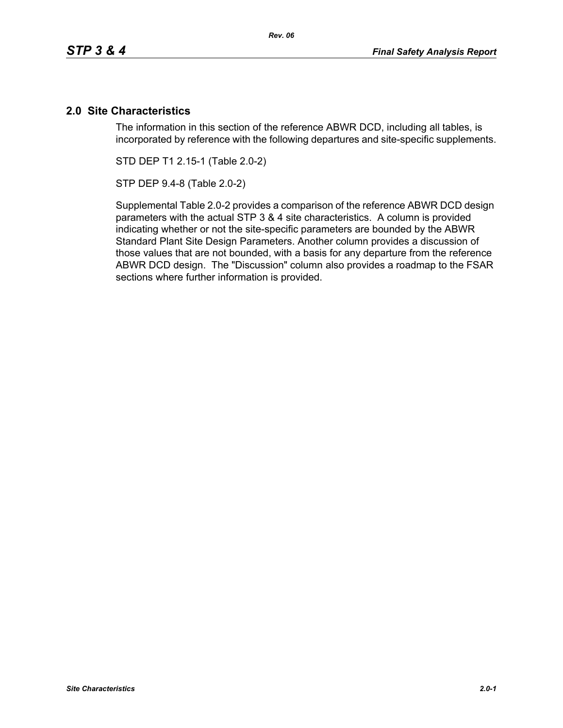## 2.0 Site Characteristics

The information in this section of the reference ABWR DCD, including all tables, is incorporated by reference with the following departures and site-specific supplements.

STD DEP T1 2.15-1 (Table 2.0-2)

STP DEP 9.4-8 (Table 2.0-2)

Supplemental Table 2.0-2 provides a comparison of the reference ABWR DCD design parameters with the actual STP 3 & 4 site characteristics. A column is provided indicating whether or not the site-specific parameters are bounded by the ABWR Standard Plant Site Design Parameters. Another column provides a discussion of those values that are not bounded, with a basis for any departure from the reference ABWR DCD design. The "Discussion" column also provides a roadmap to the FSAR sections where further information is provided.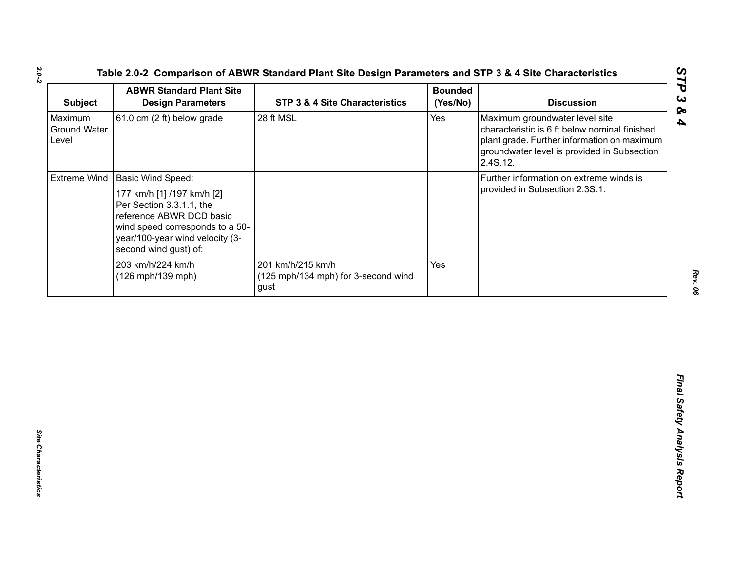Table 2.0-2 Comparison of ABWR Standard Plant Site Design Parameters and STP 3 & 4 Site Characteristics

| Subject | ABWR Standard Plant Site Design Parameters | STP 3 & 4 Site Characteristics | Bounded (Yes/No) | Discussion |
|---|---|---|---|---|
| Maximum Ground Water Level | 61.0 cm (2 ft) below grade | 28 ft MSL | Yes | Maximum groundwater level site characteristic is 6 ft below nominal finished plant grade. Further information on maximum groundwater level is provided in Subsection 2.4S.12. |
| Extreme Wind | Basic Wind Speed: 177 km/h [1] /197 km/h [2] Per Section 3.3.1.1, the reference ABWR DCD basic wind speed corresponds to a 50-year/100-year wind velocity (3-second wind gust) of: 203 km/h/224 km/h (126 mph/139 mph) | 201 km/h/215 km/h (125 mph/134 mph) for 3-second wind gust | Yes | Further information on extreme winds is provided in Subsection 2.3S.1. |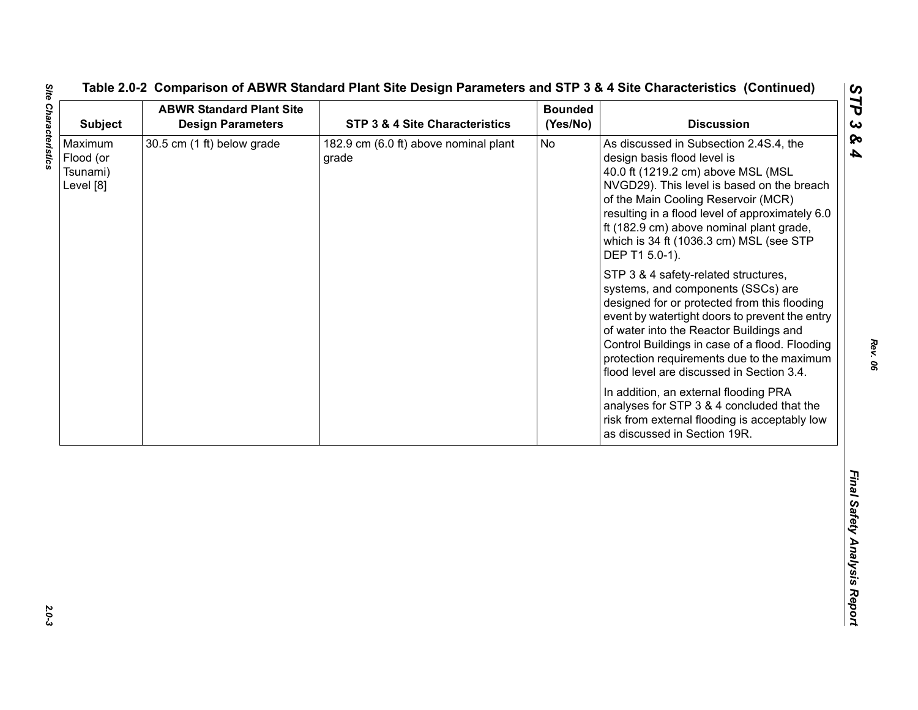## Table 2.0-2 Comparison of ABWR Standard Plant Site Design Parameters and STP 3 & 4 Site Characteristics (Continued)

| Subject | ABWR Standard Plant Site Design Parameters | STP 3 & 4 Site Characteristics | Bounded (Yes/No) | Discussion |
|---|---|---|---|---|
| Maximum Flood (or Tsunami) Level [8] | 30.5 cm (1 ft) below grade | 182.9 cm (6.0 ft) above nominal plant grade | No | As discussed in Subsection 2.4S.4, the design basis flood level is 40.0 ft (1219.2 cm) above MSL (MSL NVGD29). This level is based on the breach of the Main Cooling Reservoir (MCR) resulting in a flood level of approximately 6.0 ft (182.9 cm) above nominal plant grade, which is 34 ft (1036.3 cm) MSL (see STP DEP T1 5.0-1).<br><br>STP 3 & 4 safety-related structures, systems, and components (SSCs) are designed for or protected from this flooding event by watertight doors to prevent the entry of water into the Reactor Buildings and Control Buildings in case of a flood. Flooding protection requirements due to the maximum flood level are discussed in Section 3.4.<br><br>In addition, an external flooding PRA analyses for STP 3 & 4 concluded that the risk from external flooding is acceptably low as discussed in Section 19R. |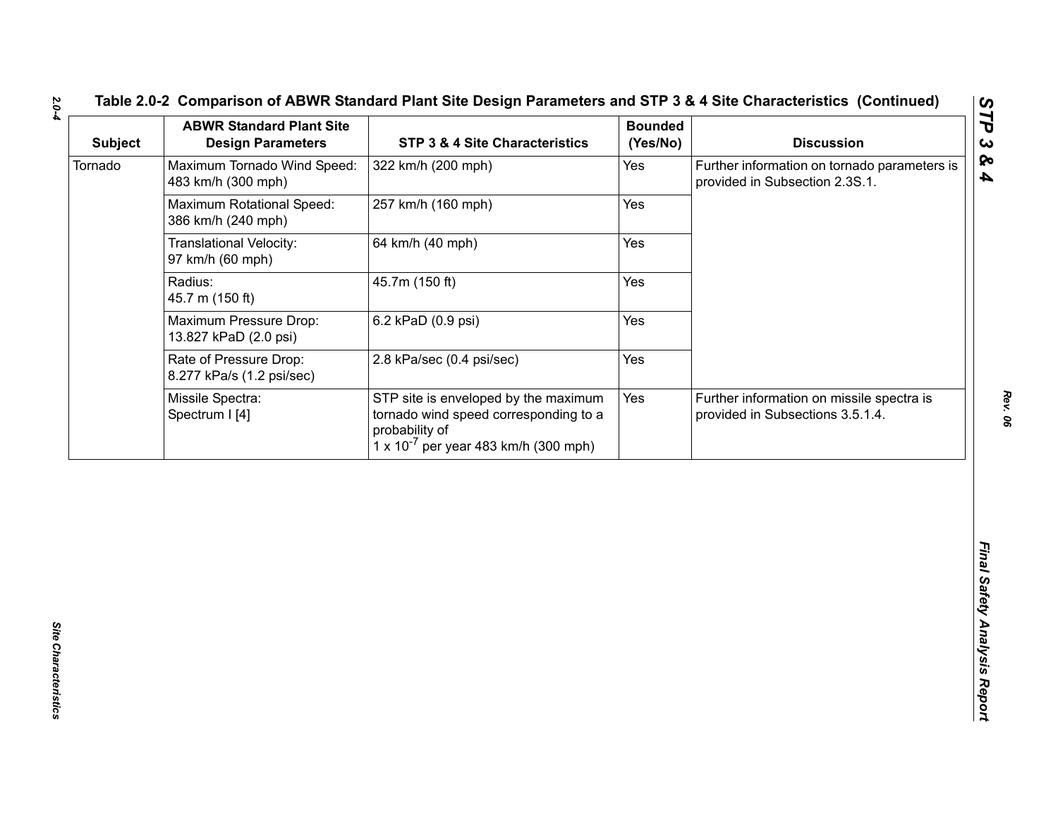# Table 2.0-2 Comparison of ABWR Standard Plant Site Design Parameters and STP 3 & 4 Site Characteristics (Continued)

| Subject | ABWR Standard Plant Site Design Parameters | STP 3 & 4 Site Characteristics | Bounded (Yes/No) | Discussion |
|---|---|---|---|---|
| Tornado | Maximum Tornado Wind Speed: 483 km/h (300 mph) | 322 km/h (200 mph) | Yes | Further information on tornado parameters is provided in Subsection 2.3S.1. |
| | Maximum Rotational Speed: 386 km/h (240 mph) | 257 km/h (160 mph) | Yes | |
| | Translational Velocity: 97 km/h (60 mph) | 64 km/h (40 mph) | Yes | |
| | Radius: 45.7 m (150 ft) | 45.7m (150 ft) | Yes | |
| | Maximum Pressure Drop: 13.827 kPaD (2.0 psi) | 6.2 kPaD (0.9 psi) | Yes | |
| | Rate of Pressure Drop: 8.277 kPa/s (1.2 psi/sec) | 2.8 kPa/sec (0.4 psi/sec) | Yes | |
| | Missile Spectra: Spectrum I [4] | STP site is enveloped by the maximum tornado wind speed corresponding to a probability of $1 \times 10^{-7}$ per year 483 km/h (300 mph) | Yes | Further information on missile spectra is provided in Subsections 3.5.1.4. |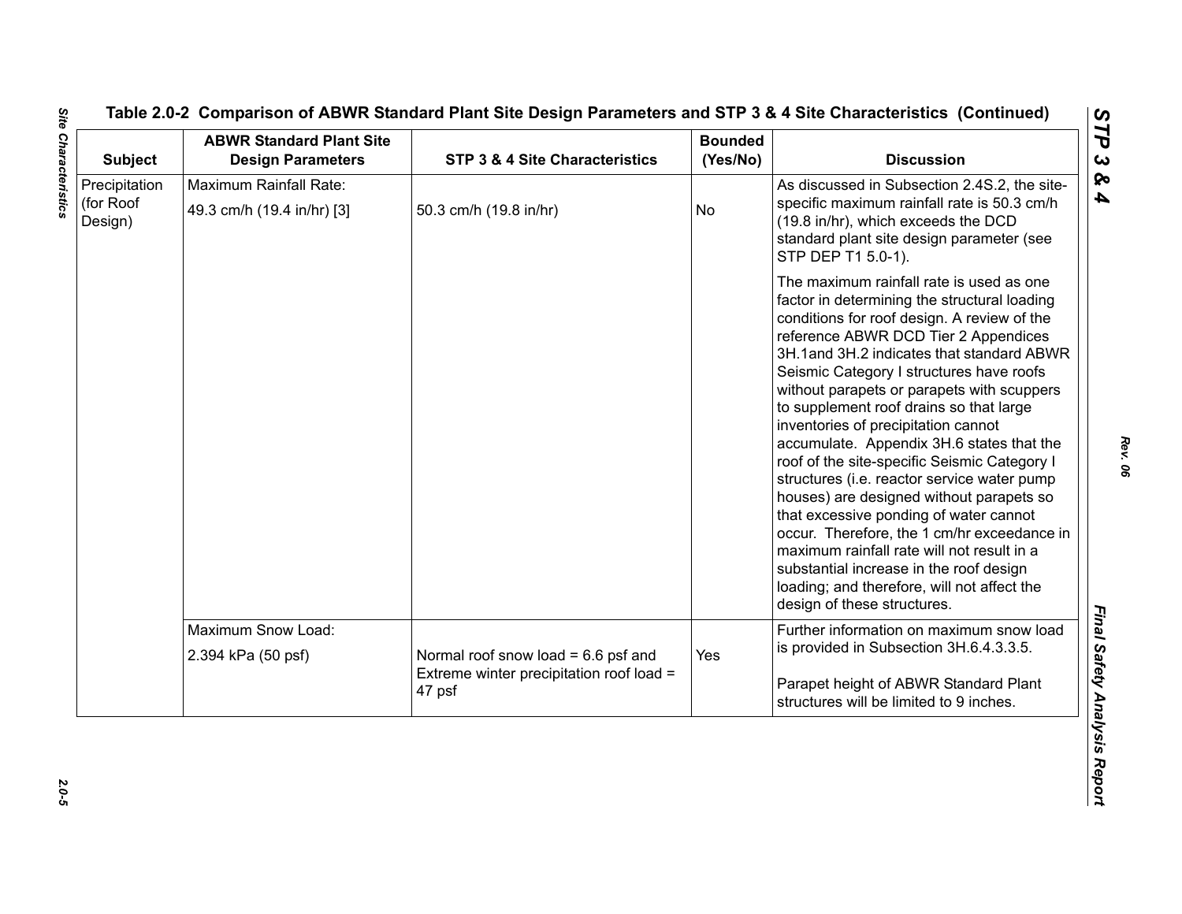Table 2.0-2 Comparison of ABWR Standard Plant Site Design Parameters and STP 3 & 4 Site Characteristics (Continued)

| Subject | ABWR Standard Plant Site Design Parameters | STP 3 & 4 Site Characteristics | Bounded (Yes/No) | Discussion |
|---|---|---|---|---|
| Precipitation (for Roof Design) | Maximum Rainfall Rate: 49.3 cm/h (19.4 in/hr) [3] | 50.3 cm/h (19.8 in/hr) | No | As discussed in Subsection 2.4S.2, the site-specific maximum rainfall rate is 50.3 cm/h (19.8 in/hr), which exceeds the DCD standard plant site design parameter (see STP DEP T1 5.0-1).<br><br>The maximum rainfall rate is used as one factor in determining the structural loading conditions for roof design. A review of the reference ABWR DCD Tier 2 Appendices 3H.1and 3H.2 indicates that standard ABWR Seismic Category I structures have roofs without parapets or parapets with scuppers to supplement roof drains so that large inventories of precipitation cannot accumulate. Appendix 3H.6 states that the roof of the site-specific Seismic Category I structures (i.e. reactor service water pump houses) are designed without parapets so that excessive ponding of water cannot occur. Therefore, the 1 cm/hr exceedance in maximum rainfall rate will not result in a substantial increase in the roof design loading; and therefore, will not affect the design of these structures. |
| | Maximum Snow Load: 2.394 kPa (50 psf) | Normal roof snow load = 6.6 psf and Extreme winter precipitation roof load = 47 psf | Yes | Further information on maximum snow load is provided in Subsection 3H.6.4.3.3.5.<br><br>Parapet height of ABWR Standard Plant structures will be limited to 9 inches. |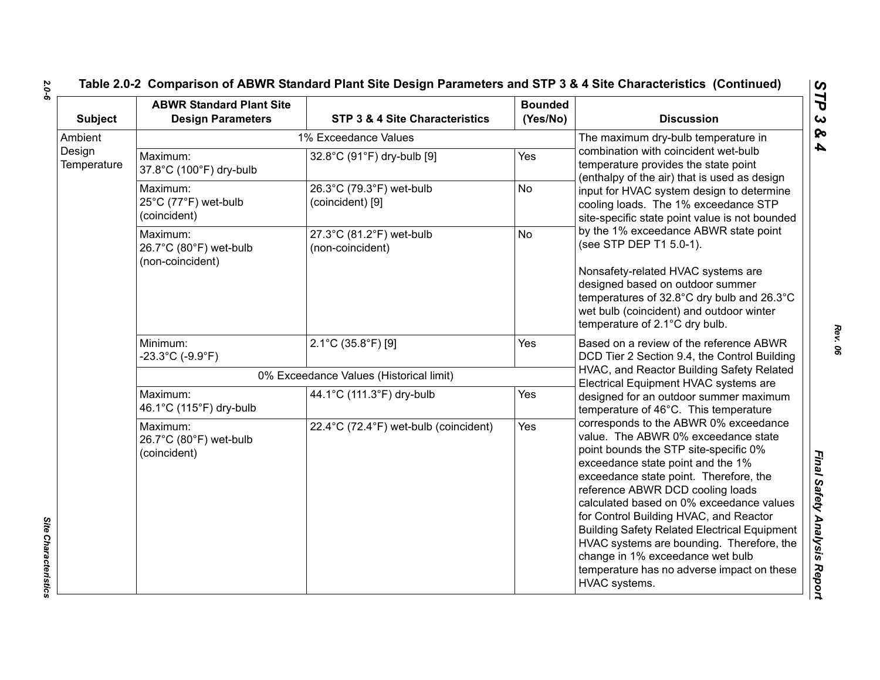Table 2.0-2 Comparison of ABWR Standard Plant Site Design Parameters and STP 3 & 4 Site Characteristics (Continued)

| Subject | ABWR Standard Plant Site Design Parameters | STP 3 & 4 Site Characteristics | Bounded (Yes/No) | Discussion |
|---|---|---|---|---|
| Ambient Design Temperature | 1% Exceedance Values | | | The maximum dry-bulb temperature in combination with coincident wet-bulb temperature provides the state point (enthalpy of the air) that is used as design input for HVAC system design to determine cooling loads. The 1% exceedance STP site-specific state point value is not bounded by the 1% exceedance ABWR state point (see STP DEP T1 5.0-1).<br><br>Nonsafety-related HVAC systems are designed based on outdoor summer temperatures of 32.8°C dry bulb and 26.3°C wet bulb (coincident) and outdoor winter temperature of 2.1°C dry bulb. |
| | Maximum: 37.8°C (100°F) dry-bulb | 32.8°C (91°F) dry-bulb [9] | Yes | |
| | Maximum: 25°C (77°F) wet-bulb (coincident) | 26.3°C (79.3°F) wet-bulb (coincident) [9] | No | |
| | Maximum: 26.7°C (80°F) wet-bulb (non-coincident) | 27.3°C (81.2°F) wet-bulb (non-coincident) | No | |
| | Minimum: -23.3°C (-9.9°F) | 2.1°C (35.8°F) [9] | Yes | Based on a review of the reference ABWR DCD Tier 2 Section 9.4, the Control Building HVAC, and Reactor Building Safety Related Electrical Equipment HVAC systems are designed for an outdoor summer maximum temperature of 46°C. This temperature corresponds to the ABWR 0% exceedance value. The ABWR 0% exceedance state point bounds the STP site-specific 0% exceedance state point and the 1% exceedance state point. Therefore, the reference ABWR DCD cooling loads calculated based on 0% exceedance values for Control Building HVAC, and Reactor Building Safety Related Electrical Equipment HVAC systems are bounding. Therefore, the change in 1% exceedance wet bulb temperature has no adverse impact on these HVAC systems. |
| | 0% Exceedance Values (Historical limit) | | | |
| | Maximum: 46.1°C (115°F) dry-bulb | 44.1°C (111.3°F) dry-bulb | Yes | |
| | Maximum: 26.7°C (80°F) wet-bulb (coincident) | 22.4°C (72.4°F) wet-bulb (coincident) | Yes | |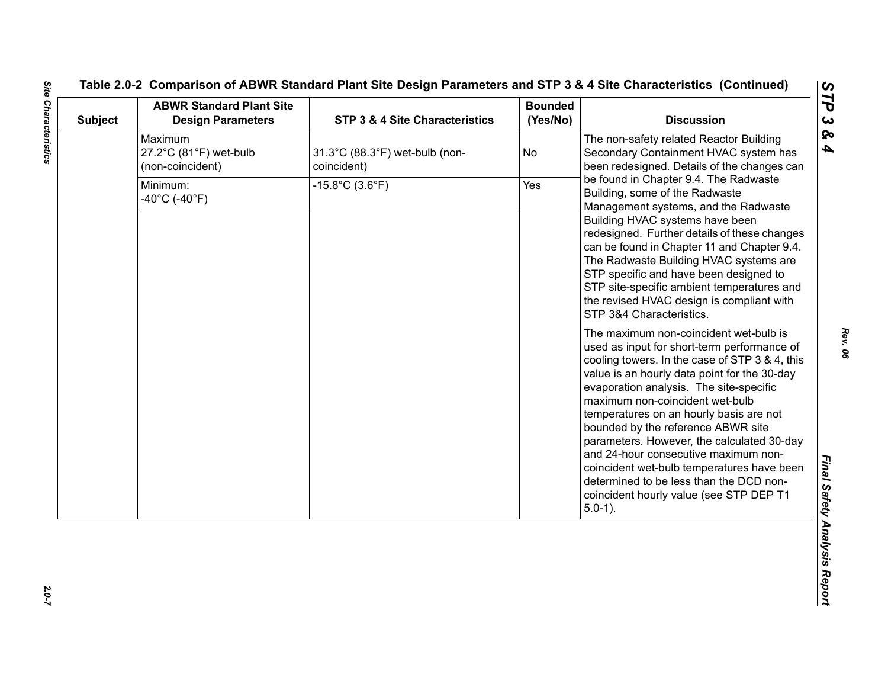**Table 2.0-2 Comparison of ABWR Standard Plant Site Design Parameters and STP 3 & 4 Site Characteristics (Continued)**

| Subject | ABWR Standard Plant Site Design Parameters | STP 3 & 4 Site Characteristics | Bounded (Yes/No) | Discussion |
|---|---|---|---|---|
| | Maximum 27.2°C (81°F) wet-bulb (non-coincident) | 31.3°C (88.3°F) wet-bulb (non-coincident) | No | The non-safety related Reactor Building Secondary Containment HVAC system has been redesigned. Details of the changes can be found in Chapter 9.4. The Radwaste Building, some of the Radwaste Management systems, and the Radwaste Building HVAC systems have been redesigned. Further details of these changes can be found in Chapter 11 and Chapter 9.4. The Radwaste Building HVAC systems are STP specific and have been designed to STP site-specific ambient temperatures and the revised HVAC design is compliant with STP 3&4 Characteristics. |
| | Minimum: -40°C (-40°F) | -15.8°C (3.6°F) | Yes | |
| | | | | The maximum non-coincident wet-bulb is used as input for short-term performance of cooling towers. In the case of STP 3 & 4, this value is an hourly data point for the 30-day evaporation analysis. The site-specific maximum non-coincident wet-bulb temperatures on an hourly basis are not bounded by the reference ABWR site parameters. However, the calculated 30-day and 24-hour consecutive maximum non-coincident wet-bulb temperatures have been determined to be less than the DCD non-coincident hourly value (see STP DEP T1 5.0-1). |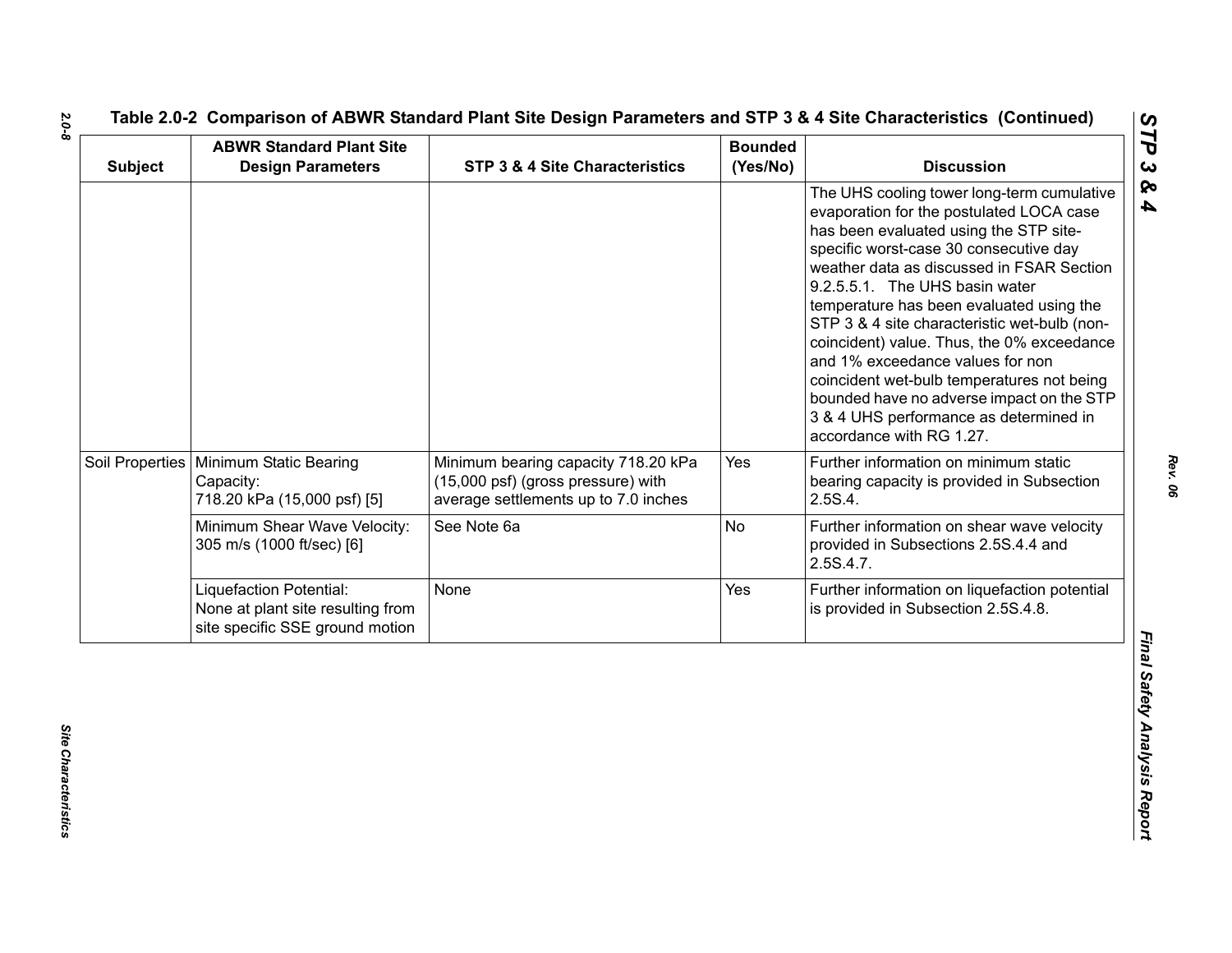Table 2.0-2 Comparison of ABWR Standard Plant Site Design Parameters and STP 3 & 4 Site Characteristics (Continued)

| Subject | ABWR Standard Plant Site Design Parameters | STP 3 & 4 Site Characteristics | Bounded (Yes/No) | Discussion |
|---|---|---|---|---|
| | | | | The UHS cooling tower long-term cumulative evaporation for the postulated LOCA case has been evaluated using the STP site-specific worst-case 30 consecutive day weather data as discussed in FSAR Section 9.2.5.5.1. The UHS basin water temperature has been evaluated using the STP 3 & 4 site characteristic wet-bulb (non-coincident) value. Thus, the 0% exceedance and 1% exceedance values for non coincident wet-bulb temperatures not being bounded have no adverse impact on the STP 3 & 4 UHS performance as determined in accordance with RG 1.27. |
| Soil Properties | Minimum Static Bearing Capacity: 718.20 kPa (15,000 psf) [5] | Minimum bearing capacity 718.20 kPa (15,000 psf) (gross pressure) with average settlements up to 7.0 inches | Yes | Further information on minimum static bearing capacity is provided in Subsection 2.5S.4. |
| | Minimum Shear Wave Velocity: 305 m/s (1000 ft/sec) [6] | See Note 6a | No | Further information on shear wave velocity provided in Subsections 2.5S.4.4 and 2.5S.4.7. |
| | Liquefaction Potential: None at plant site resulting from site specific SSE ground motion | None | Yes | Further information on liquefaction potential is provided in Subsection 2.5S.4.8. |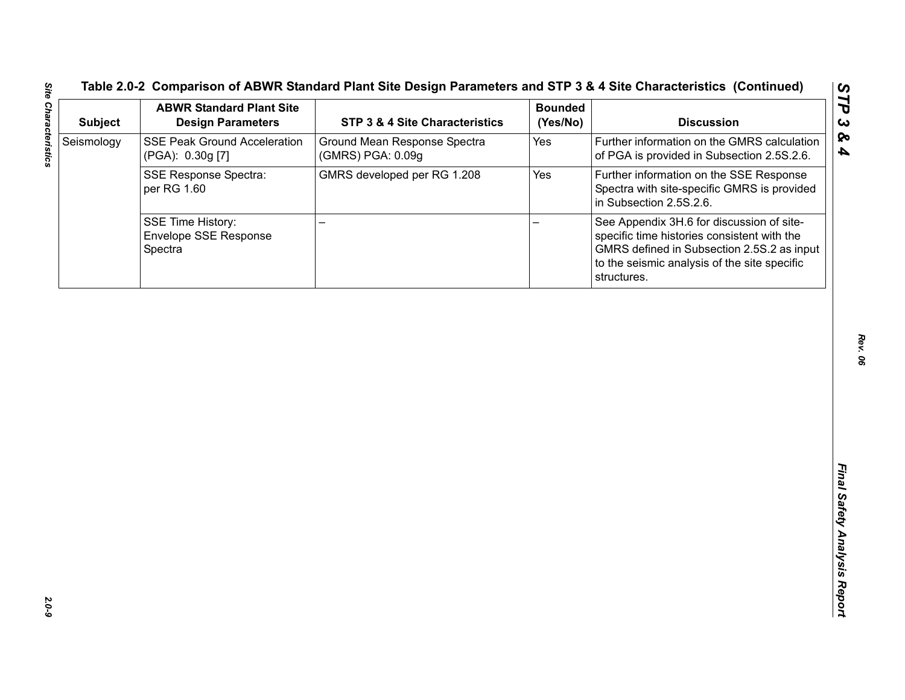## Table 2.0-2 Comparison of ABWR Standard Plant Site Design Parameters and STP 3 & 4 Site Characteristics (Continued)

| Subject | ABWR Standard Plant Site Design Parameters | STP 3 & 4 Site Characteristics | Bounded (Yes/No) | Discussion |
|---|---|---|---|---|
| Seismology | SSE Peak Ground Acceleration (PGA): 0.30g [7] | Ground Mean Response Spectra (GMRS) PGA: 0.09g | Yes | Further information on the GMRS calculation of PGA is provided in Subsection 2.5S.2.6. |
| | SSE Response Spectra: per RG 1.60 | GMRS developed per RG 1.208 | Yes | Further information on the SSE Response Spectra with site-specific GMRS is provided in Subsection 2.5S.2.6. |
| | SSE Time History: Envelope SSE Response Spectra | – | – | See Appendix 3H.6 for discussion of site-specific time histories consistent with the GMRS defined in Subsection 2.5S.2 as input to the seismic analysis of the site specific structures. |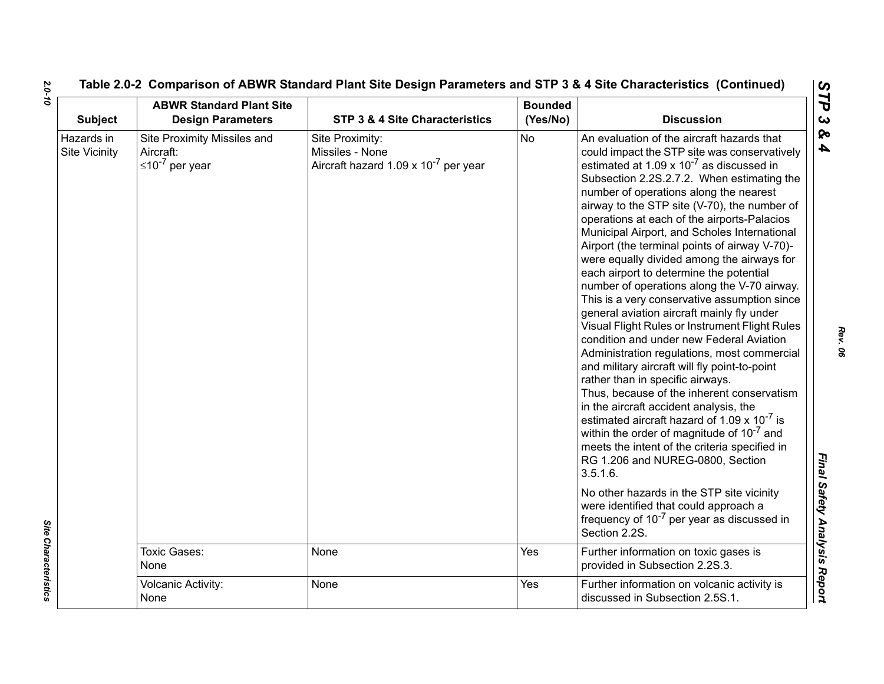## Table 2.0-2 Comparison of ABWR Standard Plant Site Design Parameters and STP 3 & 4 Site Characteristics (Continued)

| Subject | ABWR Standard Plant Site Design Parameters | STP 3 & 4 Site Characteristics | Bounded (Yes/No) | Discussion |
|---|---|---|---|---|
| Hazards in Site Vicinity | Site Proximity Missiles and Aircraft: $\leq 10^{-7}$ per year | Site Proximity: Missiles - None Aircraft hazard $1.09 \times 10^{-7}$ per year | No | An evaluation of the aircraft hazards that could impact the STP site was conservatively estimated at $1.09 \times 10^{-7}$ as discussed in Subsection 2.2S.2.7.2. When estimating the number of operations along the nearest airway to the STP site (V-70), the number of operations at each of the airports-Palacios Municipal Airport, and Scholes International Airport (the terminal points of airway V-70)- were equally divided among the airways for each airport to determine the potential number of operations along the V-70 airway. This is a very conservative assumption since general aviation aircraft mainly fly under Visual Flight Rules or Instrument Flight Rules condition and under new Federal Aviation Administration regulations, most commercial and military aircraft will fly point-to-point rather than in specific airways. Thus, because of the inherent conservatism in the aircraft accident analysis, the estimated aircraft hazard of $1.09 \times 10^{-7}$ is within the order of magnitude of $10^{-7}$ and meets the intent of the criteria specified in RG 1.206 and NUREG-0800, Section 3.5.1.6. No other hazards in the STP site vicinity were identified that could approach a frequency of $10^{-7}$ per year as discussed in Section 2.2S. |
| | Toxic Gases: None | None | Yes | Further information on toxic gases is provided in Subsection 2.2S.3. |
| | Volcanic Activity: None | None | Yes | Further information on volcanic activity is discussed in Subsection 2.5S.1. |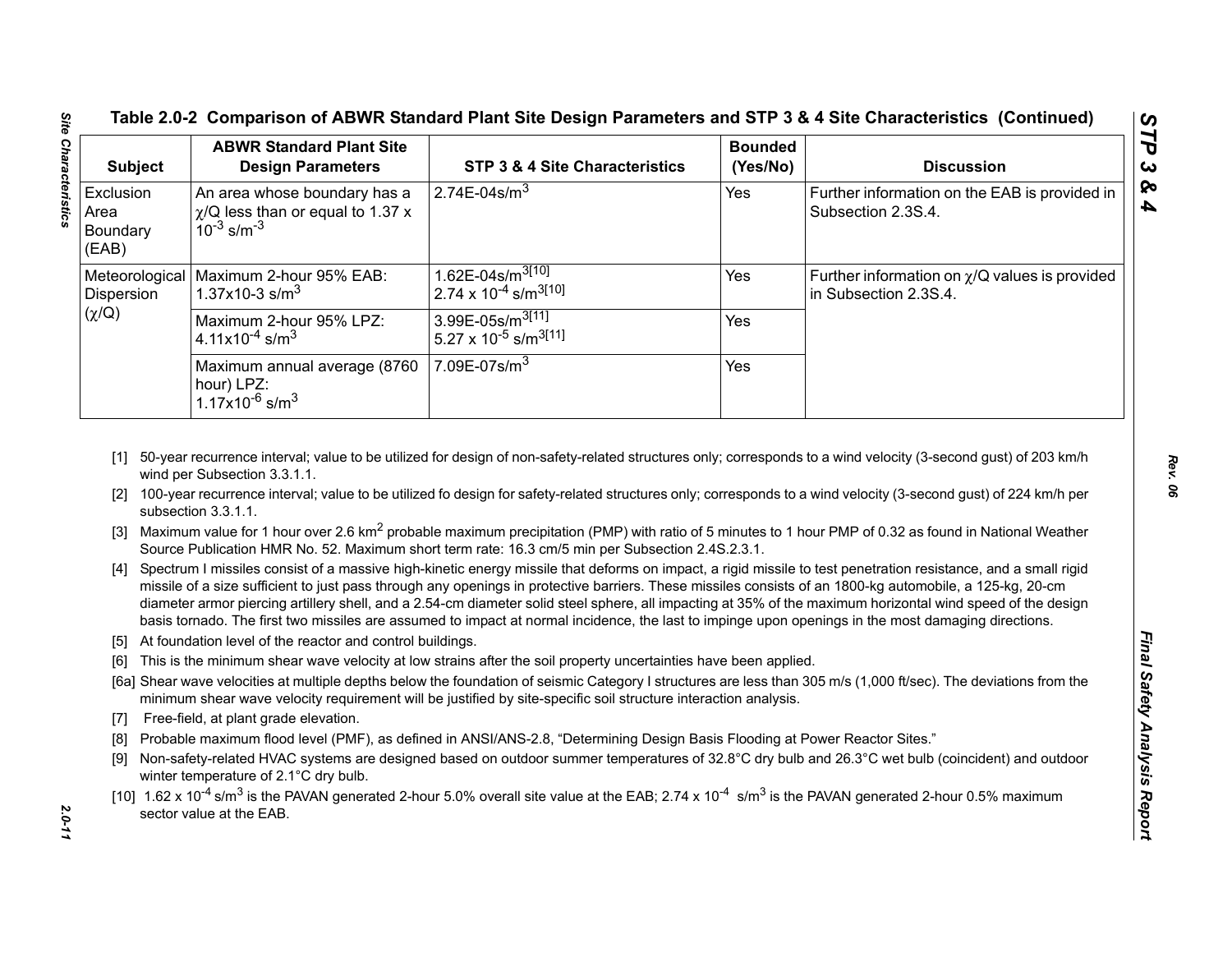### Table 2.0-2 Comparison of ABWR Standard Plant Site Design Parameters and STP 3 & 4 Site Characteristics (Continued)

| Subject | ABWR Standard Plant Site Design Parameters | STP 3 & 4 Site Characteristics | Bounded (Yes/No) | Discussion |
|---|---|---|---|---|
| Exclusion Area Boundary (EAB) | An area whose boundary has a χ/Q less than or equal to 1.37 x $10^{-3}$ s/m$^{-3}$ | 2.74E-04s/m$^3$ | Yes | Further information on the EAB is provided in Subsection 2.3S.4. |
| Meteorological Dispersion (χ/Q) | Maximum 2-hour 95% EAB: 1.37x10-3 s/m$^3$ | 1.62E-04s/m$^3$[10]<br>2.74 x $10^{-4}$ s/m$^3$[10] | Yes | Further information on χ/Q values is provided in Subsection 2.3S.4. |
| | Maximum 2-hour 95% LPZ: 4.11x$10^{-4}$ s/m$^3$ | 3.99E-05s/m$^3$[11]<br>5.27 x $10^{-5}$ s/m$^3$[11] | Yes | |
| | Maximum annual average (8760 hour) LPZ: 1.17x$10^{-6}$ s/m$^3$ | 7.09E-07s/m$^3$ | Yes | |

[1] 50-year recurrence interval; value to be utilized for design of non-safety-related structures only; corresponds to a wind velocity (3-second gust) of 203 km/h wind per Subsection 3.3.1.1.

[2] 100-year recurrence interval; value to be utilized fo design for safety-related structures only; corresponds to a wind velocity (3-second gust) of 224 km/h per subsection 3.3.1.1.

[3] Maximum value for 1 hour over 2.6 km$^2$ probable maximum precipitation (PMP) with ratio of 5 minutes to 1 hour PMP of 0.32 as found in National Weather Source Publication HMR No. 52. Maximum short term rate: 16.3 cm/5 min per Subsection 2.4S.2.3.1.

[4] Spectrum I missiles consist of a massive high-kinetic energy missile that deforms on impact, a rigid missile to test penetration resistance, and a small rigid missile of a size sufficient to just pass through any openings in protective barriers. These missiles consists of an 1800-kg automobile, a 125-kg, 20-cm diameter armor piercing artillery shell, and a 2.54-cm diameter solid steel sphere, all impacting at 35% of the maximum horizontal wind speed of the design basis tornado. The first two missiles are assumed to impact at normal incidence, the last to impinge upon openings in the most damaging directions.

[5] At foundation level of the reactor and control buildings.

[6] This is the minimum shear wave velocity at low strains after the soil property uncertainties have been applied.

[6a] Shear wave velocities at multiple depths below the foundation of seismic Category I structures are less than 305 m/s (1,000 ft/sec). The deviations from the minimum shear wave velocity requirement will be justified by site-specific soil structure interaction analysis.

[7] Free-field, at plant grade elevation.

[8] Probable maximum flood level (PMF), as defined in ANSI/ANS-2.8, "Determining Design Basis Flooding at Power Reactor Sites."

[9] Non-safety-related HVAC systems are designed based on outdoor summer temperatures of 32.8°C dry bulb and 26.3°C wet bulb (coincident) and outdoor winter temperature of 2.1°C dry bulb.

[10] 1.62 x $10^{-4}$ s/m$^3$ is the PAVAN generated 2-hour 5.0% overall site value at the EAB; 2.74 x $10^{-4}$ s/m$^3$ is the PAVAN generated 2-hour 0.5% maximum sector value at the EAB.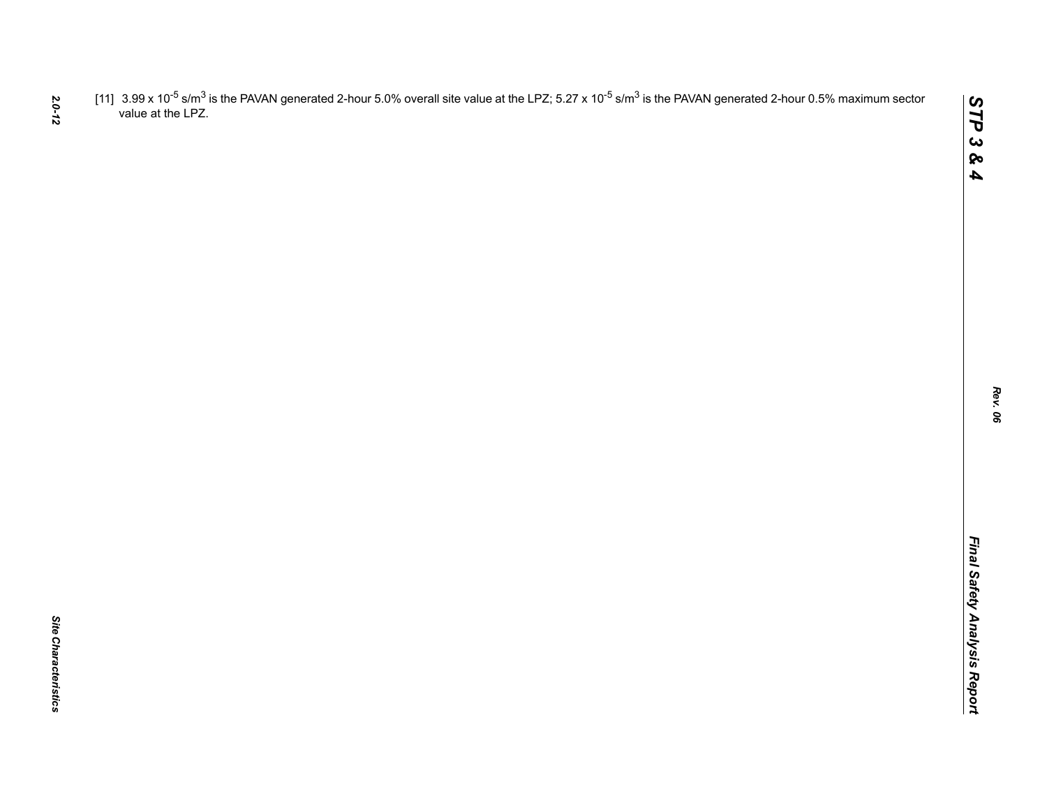[11] $3.99 \times 10^{-5}$ s/m$^3$ is the PAVAN generated 2-hour 5.0% overall site value at the LPZ; $5.27 \times 10^{-5}$ s/m$^3$ is the PAVAN generated 2-hour 0.5% maximum sector value at the LPZ.